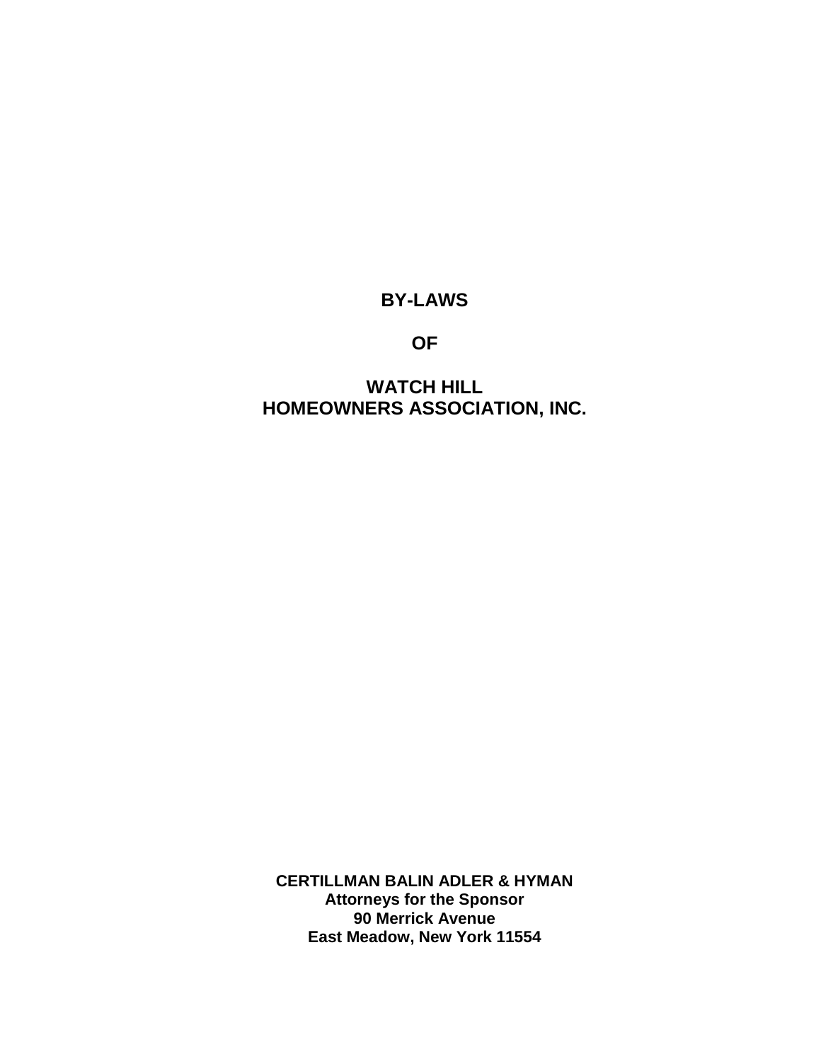# BY-LAWS

# OF

# WATCH HILL HOMEOWNERS ASSOCIATION, INC.

**CERTILLMAN BALIN ADLER & HYMAN**
**Attorneys for the Sponsor**
**90 Merrick Avenue**
**East Meadow, New York 11554**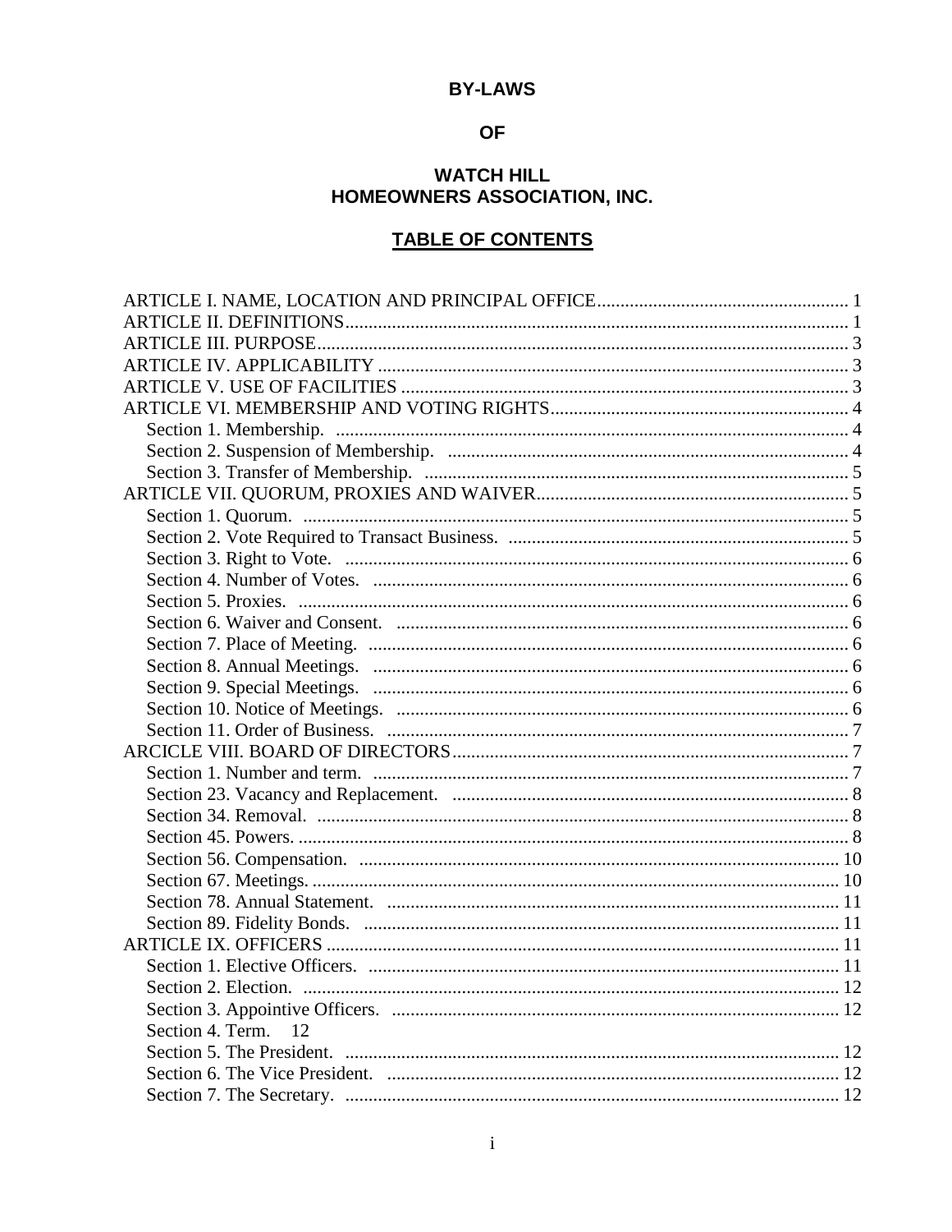# BY-LAWS

# OF

# WATCH HILL
# HOMEOWNERS ASSOCIATION, INC.

## TABLE OF CONTENTS

ARTICLE I. NAME, LOCATION AND PRINCIPAL OFFICE ..................... 1
ARTICLE II. DEFINITIONS ..................... 1
ARTICLE III. PURPOSE ..................... 3
ARTICLE IV. APPLICABILITY ..................... 3
ARTICLE V. USE OF FACILITIES ..................... 3
ARTICLE VI. MEMBERSHIP AND VOTING RIGHTS ..................... 4
- Section 1. Membership. ..................... 4
- Section 2. Suspension of Membership. ..................... 4
- Section 3. Transfer of Membership. ..................... 5

ARTICLE VII. QUORUM, PROXIES AND WAIVER ..................... 5
- Section 1. Quorum. ..................... 5
- Section 2. Vote Required to Transact Business. ..................... 5
- Section 3. Right to Vote. ..................... 6
- Section 4. Number of Votes. ..................... 6
- Section 5. Proxies. ..................... 6
- Section 6. Waiver and Consent. ..................... 6
- Section 7. Place of Meeting. ..................... 6
- Section 8. Annual Meetings. ..................... 6
- Section 9. Special Meetings. ..................... 6
- Section 10. Notice of Meetings. ..................... 6
- Section 11. Order of Business. ..................... 7

ARCICLE VIII. BOARD OF DIRECTORS ..................... 7
- Section 1. Number and term. ..................... 7
- Section 23. Vacancy and Replacement. ..................... 8
- Section 34. Removal. ..................... 8
- Section 45. Powers. ..................... 8
- Section 56. Compensation. ..................... 10
- Section 67. Meetings. ..................... 10
- Section 78. Annual Statement. ..................... 11
- Section 89. Fidelity Bonds. ..................... 11

ARTICLE IX. OFFICERS ..................... 11
- Section 1. Elective Officers. ..................... 11
- Section 2. Election. ..................... 12
- Section 3. Appointive Officers. ..................... 12
- Section 4. Term. 12
- Section 5. The President. ..................... 12
- Section 6. The Vice President. ..................... 12
- Section 7. The Secretary. ..................... 12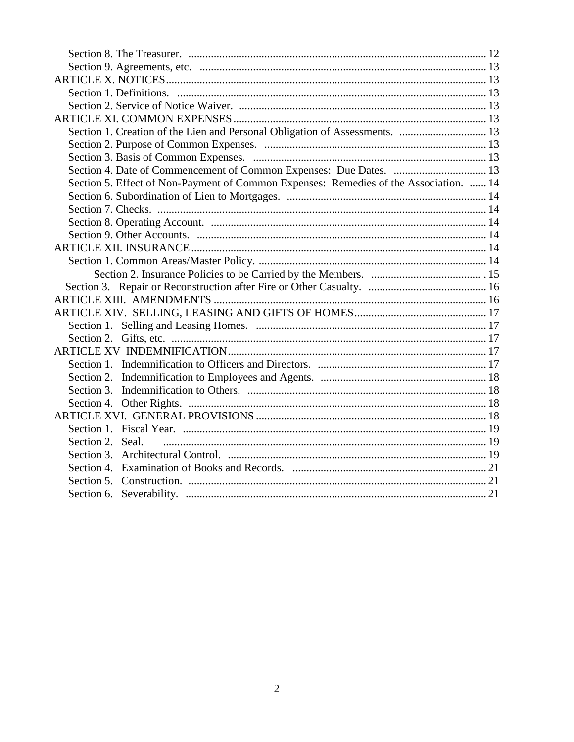Section 8. The Treasurer. ..... 12
Section 9. Agreements, etc. ..... 13
ARTICLE X. NOTICES ..... 13
Section 1. Definitions. ..... 13
Section 2. Service of Notice Waiver. ..... 13
ARTICLE XI. COMMON EXPENSES ..... 13
Section 1. Creation of the Lien and Personal Obligation of Assessments. ..... 13
Section 2. Purpose of Common Expenses. ..... 13
Section 3. Basis of Common Expenses. ..... 13
Section 4. Date of Commencement of Common Expenses: Due Dates. ..... 13
Section 5. Effect of Non-Payment of Common Expenses: Remedies of the Association. ..... 14
Section 6. Subordination of Lien to Mortgages. ..... 14
Section 7. Checks. ..... 14
Section 8. Operating Account. ..... 14
Section 9. Other Accounts. ..... 14
ARTICLE XII. INSURANCE ..... 14
Section 1. Common Areas/Master Policy. ..... 14
Section 2. Insurance Policies to be Carried by the Members. ..... 15
Section 3. Repair or Reconstruction after Fire or Other Casualty. ..... 16
ARTICLE XIII. AMENDMENTS ..... 16
ARTICLE XIV. SELLING, LEASING AND GIFTS OF HOMES ..... 17
Section 1. Selling and Leasing Homes. ..... 17
Section 2. Gifts, etc. ..... 17
ARTICLE XV INDEMNIFICATION ..... 17
Section 1. Indemnification to Officers and Directors. ..... 17
Section 2. Indemnification to Employees and Agents. ..... 18
Section 3. Indemnification to Others. ..... 18
Section 4. Other Rights. ..... 18
ARTICLE XVI. GENERAL PROVISIONS ..... 18
Section 1. Fiscal Year. ..... 19
Section 2. Seal. ..... 19
Section 3. Architectural Control. ..... 19
Section 4. Examination of Books and Records. ..... 21
Section 5. Construction. ..... 21
Section 6. Severability. ..... 21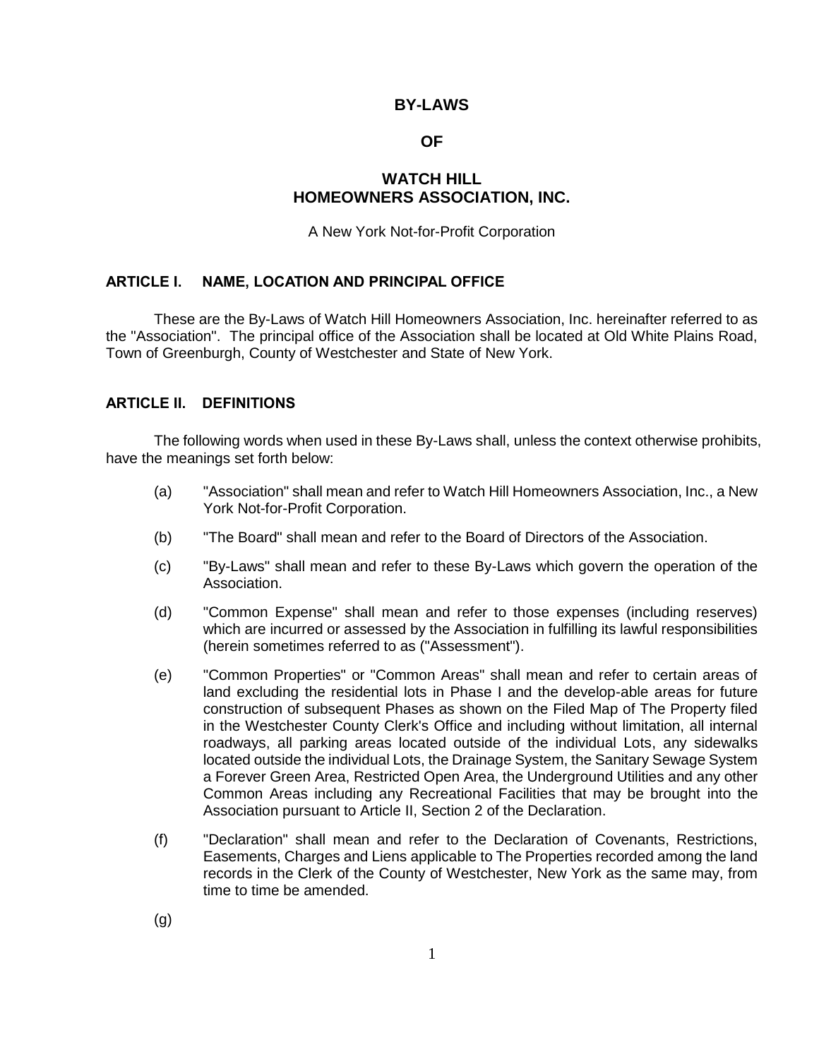# BY-LAWS

# OF

# WATCH HILL
# HOMEOWNERS ASSOCIATION, INC.

A New York Not-for-Profit Corporation

## ARTICLE I. NAME, LOCATION AND PRINCIPAL OFFICE

These are the By-Laws of Watch Hill Homeowners Association, Inc. hereinafter referred to as the "Association". The principal office of the Association shall be located at Old White Plains Road, Town of Greenburgh, County of Westchester and State of New York.

## ARTICLE II. DEFINITIONS

The following words when used in these By-Laws shall, unless the context otherwise prohibits, have the meanings set forth below:

(a) "Association" shall mean and refer to Watch Hill Homeowners Association, Inc., a New York Not-for-Profit Corporation.

(b) "The Board" shall mean and refer to the Board of Directors of the Association.

(c) "By-Laws" shall mean and refer to these By-Laws which govern the operation of the Association.

(d) "Common Expense" shall mean and refer to those expenses (including reserves) which are incurred or assessed by the Association in fulfilling its lawful responsibilities (herein sometimes referred to as ("Assessment").

(e) "Common Properties" or "Common Areas" shall mean and refer to certain areas of land excluding the residential lots in Phase I and the develop-able areas for future construction of subsequent Phases as shown on the Filed Map of The Property filed in the Westchester County Clerk's Office and including without limitation, all internal roadways, all parking areas located outside of the individual Lots, any sidewalks located outside the individual Lots, the Drainage System, the Sanitary Sewage System a Forever Green Area, Restricted Open Area, the Underground Utilities and any other Common Areas including any Recreational Facilities that may be brought into the Association pursuant to Article II, Section 2 of the Declaration.

(f) "Declaration" shall mean and refer to the Declaration of Covenants, Restrictions, Easements, Charges and Liens applicable to The Properties recorded among the land records in the Clerk of the County of Westchester, New York as the same may, from time to time be amended.

(g)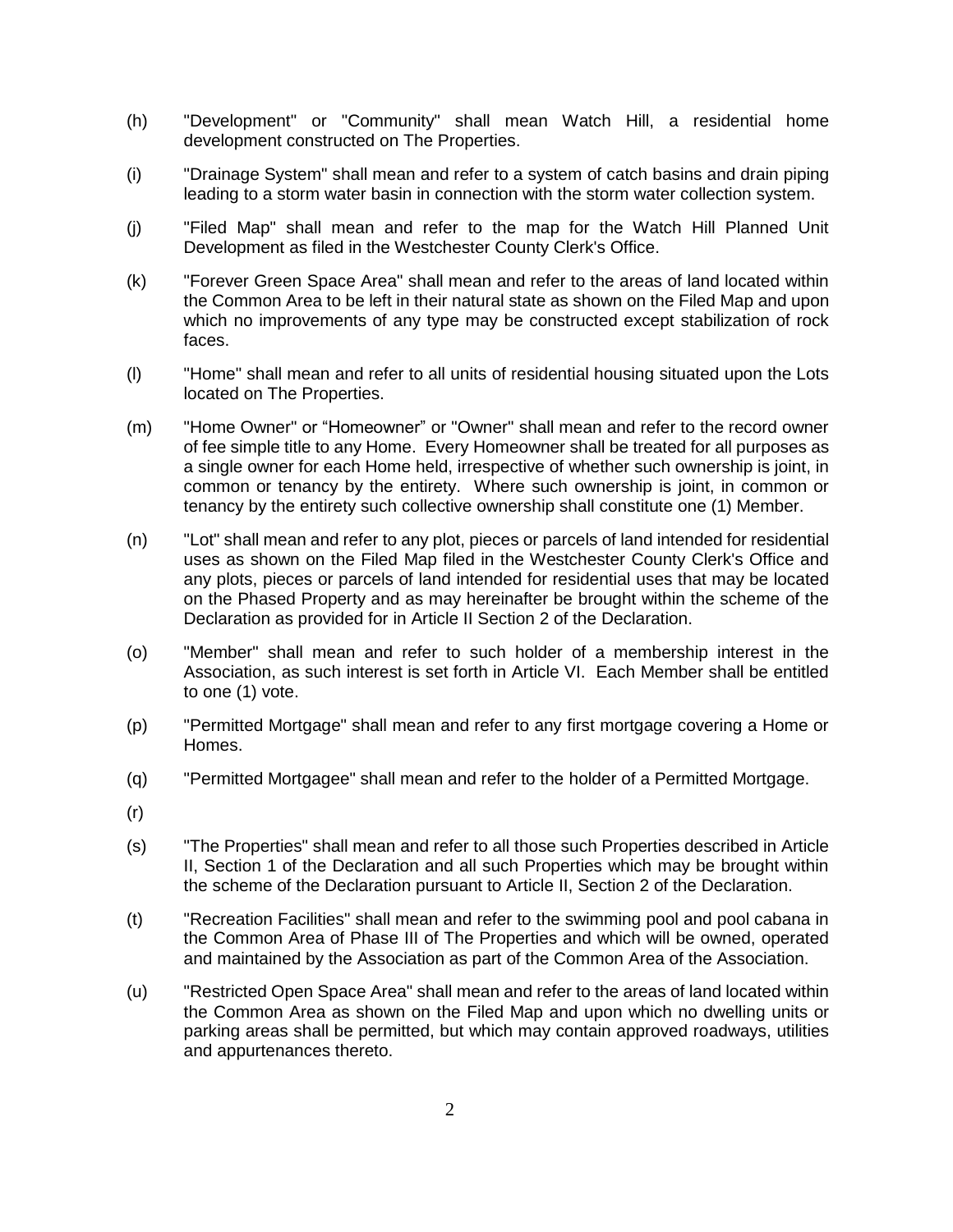(h) "Development" or "Community" shall mean Watch Hill, a residential home development constructed on The Properties.

(i) "Drainage System" shall mean and refer to a system of catch basins and drain piping leading to a storm water basin in connection with the storm water collection system.

(j) "Filed Map" shall mean and refer to the map for the Watch Hill Planned Unit Development as filed in the Westchester County Clerk's Office.

(k) "Forever Green Space Area" shall mean and refer to the areas of land located within the Common Area to be left in their natural state as shown on the Filed Map and upon which no improvements of any type may be constructed except stabilization of rock faces.

(l) "Home" shall mean and refer to all units of residential housing situated upon the Lots located on The Properties.

(m) "Home Owner" or "Homeowner" or "Owner" shall mean and refer to the record owner of fee simple title to any Home. Every Homeowner shall be treated for all purposes as a single owner for each Home held, irrespective of whether such ownership is joint, in common or tenancy by the entirety. Where such ownership is joint, in common or tenancy by the entirety such collective ownership shall constitute one (1) Member.

(n) "Lot" shall mean and refer to any plot, pieces or parcels of land intended for residential uses as shown on the Filed Map filed in the Westchester County Clerk's Office and any plots, pieces or parcels of land intended for residential uses that may be located on the Phased Property and as may hereinafter be brought within the scheme of the Declaration as provided for in Article II Section 2 of the Declaration.

(o) "Member" shall mean and refer to such holder of a membership interest in the Association, as such interest is set forth in Article VI. Each Member shall be entitled to one (1) vote.

(p) "Permitted Mortgage" shall mean and refer to any first mortgage covering a Home or Homes.

(q) "Permitted Mortgagee" shall mean and refer to the holder of a Permitted Mortgage.

(r)

(s) "The Properties" shall mean and refer to all those such Properties described in Article II, Section 1 of the Declaration and all such Properties which may be brought within the scheme of the Declaration pursuant to Article II, Section 2 of the Declaration.

(t) "Recreation Facilities" shall mean and refer to the swimming pool and pool cabana in the Common Area of Phase III of The Properties and which will be owned, operated and maintained by the Association as part of the Common Area of the Association.

(u) "Restricted Open Space Area" shall mean and refer to the areas of land located within the Common Area as shown on the Filed Map and upon which no dwelling units or parking areas shall be permitted, but which may contain approved roadways, utilities and appurtenances thereto.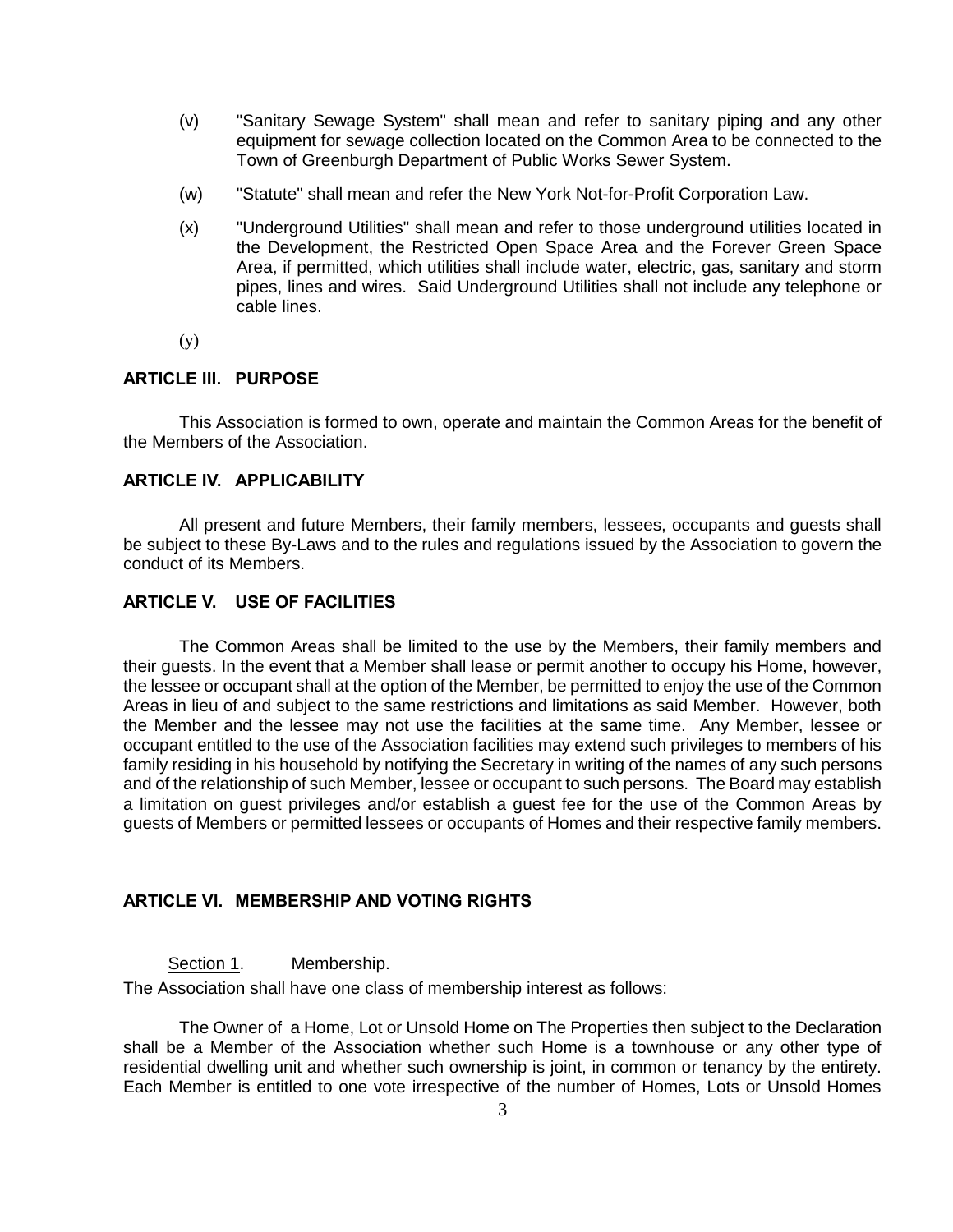(v) "Sanitary Sewage System" shall mean and refer to sanitary piping and any other equipment for sewage collection located on the Common Area to be connected to the Town of Greenburgh Department of Public Works Sewer System.

(w) "Statute" shall mean and refer the New York Not-for-Profit Corporation Law.

(x) "Underground Utilities" shall mean and refer to those underground utilities located in the Development, the Restricted Open Space Area and the Forever Green Space Area, if permitted, which utilities shall include water, electric, gas, sanitary and storm pipes, lines and wires. Said Underground Utilities shall not include any telephone or cable lines.

(y)

## ARTICLE III. PURPOSE

This Association is formed to own, operate and maintain the Common Areas for the benefit of the Members of the Association.

## ARTICLE IV. APPLICABILITY

All present and future Members, their family members, lessees, occupants and guests shall be subject to these By-Laws and to the rules and regulations issued by the Association to govern the conduct of its Members.

## ARTICLE V. USE OF FACILITIES

The Common Areas shall be limited to the use by the Members, their family members and their guests. In the event that a Member shall lease or permit another to occupy his Home, however, the lessee or occupant shall at the option of the Member, be permitted to enjoy the use of the Common Areas in lieu of and subject to the same restrictions and limitations as said Member. However, both the Member and the lessee may not use the facilities at the same time. Any Member, lessee or occupant entitled to the use of the Association facilities may extend such privileges to members of his family residing in his household by notifying the Secretary in writing of the names of any such persons and of the relationship of such Member, lessee or occupant to such persons. The Board may establish a limitation on guest privileges and/or establish a guest fee for the use of the Common Areas by guests of Members or permitted lessees or occupants of Homes and their respective family members.

## ARTICLE VI. MEMBERSHIP AND VOTING RIGHTS

Section 1. Membership.

The Association shall have one class of membership interest as follows:

The Owner of a Home, Lot or Unsold Home on The Properties then subject to the Declaration shall be a Member of the Association whether such Home is a townhouse or any other type of residential dwelling unit and whether such ownership is joint, in common or tenancy by the entirety. Each Member is entitled to one vote irrespective of the number of Homes, Lots or Unsold Homes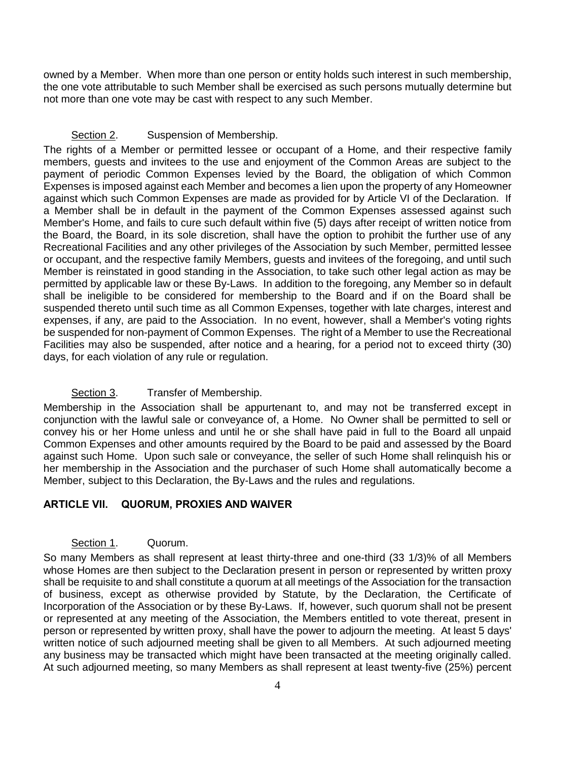owned by a Member. When more than one person or entity holds such interest in such membership, the one vote attributable to such Member shall be exercised as such persons mutually determine but not more than one vote may be cast with respect to any such Member.

Section 2. Suspension of Membership.

The rights of a Member or permitted lessee or occupant of a Home, and their respective family members, guests and invitees to the use and enjoyment of the Common Areas are subject to the payment of periodic Common Expenses levied by the Board, the obligation of which Common Expenses is imposed against each Member and becomes a lien upon the property of any Homeowner against which such Common Expenses are made as provided for by Article VI of the Declaration. If a Member shall be in default in the payment of the Common Expenses assessed against such Member's Home, and fails to cure such default within five (5) days after receipt of written notice from the Board, the Board, in its sole discretion, shall have the option to prohibit the further use of any Recreational Facilities and any other privileges of the Association by such Member, permitted lessee or occupant, and the respective family Members, guests and invitees of the foregoing, and until such Member is reinstated in good standing in the Association, to take such other legal action as may be permitted by applicable law or these By-Laws. In addition to the foregoing, any Member so in default shall be ineligible to be considered for membership to the Board and if on the Board shall be suspended thereto until such time as all Common Expenses, together with late charges, interest and expenses, if any, are paid to the Association. In no event, however, shall a Member's voting rights be suspended for non-payment of Common Expenses. The right of a Member to use the Recreational Facilities may also be suspended, after notice and a hearing, for a period not to exceed thirty (30) days, for each violation of any rule or regulation.

Section 3. Transfer of Membership.

Membership in the Association shall be appurtenant to, and may not be transferred except in conjunction with the lawful sale or conveyance of, a Home. No Owner shall be permitted to sell or convey his or her Home unless and until he or she shall have paid in full to the Board all unpaid Common Expenses and other amounts required by the Board to be paid and assessed by the Board against such Home. Upon such sale or conveyance, the seller of such Home shall relinquish his or her membership in the Association and the purchaser of such Home shall automatically become a Member, subject to this Declaration, the By-Laws and the rules and regulations.

## ARTICLE VII. QUORUM, PROXIES AND WAIVER

Section 1. Quorum.

So many Members as shall represent at least thirty-three and one-third (33 1/3)% of all Members whose Homes are then subject to the Declaration present in person or represented by written proxy shall be requisite to and shall constitute a quorum at all meetings of the Association for the transaction of business, except as otherwise provided by Statute, by the Declaration, the Certificate of Incorporation of the Association or by these By-Laws. If, however, such quorum shall not be present or represented at any meeting of the Association, the Members entitled to vote thereat, present in person or represented by written proxy, shall have the power to adjourn the meeting. At least 5 days' written notice of such adjourned meeting shall be given to all Members. At such adjourned meeting any business may be transacted which might have been transacted at the meeting originally called. At such adjourned meeting, so many Members as shall represent at least twenty-five (25%) percent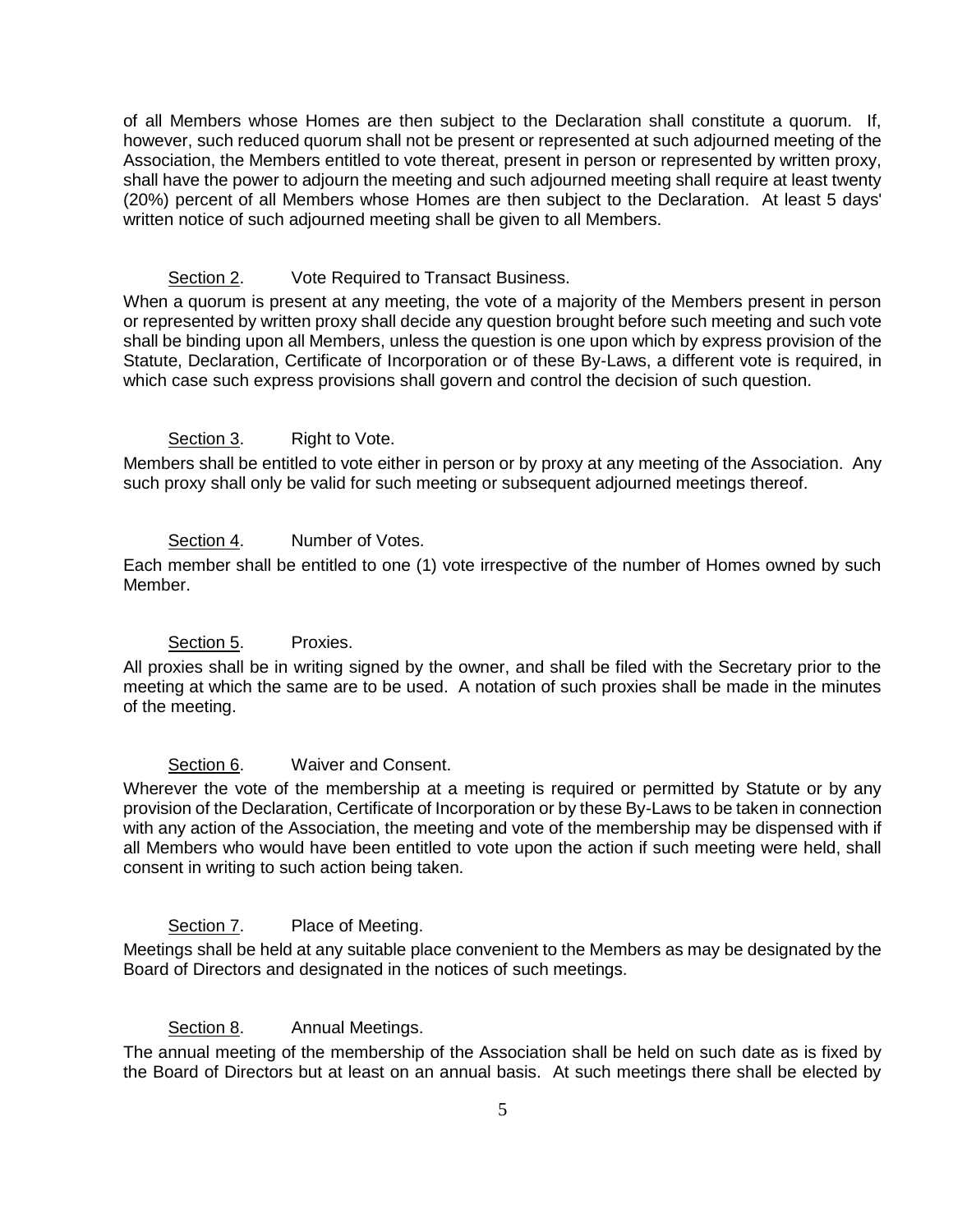of all Members whose Homes are then subject to the Declaration shall constitute a quorum. If, however, such reduced quorum shall not be present or represented at such adjourned meeting of the Association, the Members entitled to vote thereat, present in person or represented by written proxy, shall have the power to adjourn the meeting and such adjourned meeting shall require at least twenty (20%) percent of all Members whose Homes are then subject to the Declaration. At least 5 days' written notice of such adjourned meeting shall be given to all Members.

Section 2. Vote Required to Transact Business.

When a quorum is present at any meeting, the vote of a majority of the Members present in person or represented by written proxy shall decide any question brought before such meeting and such vote shall be binding upon all Members, unless the question is one upon which by express provision of the Statute, Declaration, Certificate of Incorporation or of these By-Laws, a different vote is required, in which case such express provisions shall govern and control the decision of such question.

Section 3. Right to Vote.

Members shall be entitled to vote either in person or by proxy at any meeting of the Association. Any such proxy shall only be valid for such meeting or subsequent adjourned meetings thereof.

Section 4. Number of Votes.

Each member shall be entitled to one (1) vote irrespective of the number of Homes owned by such Member.

Section 5. Proxies.

All proxies shall be in writing signed by the owner, and shall be filed with the Secretary prior to the meeting at which the same are to be used. A notation of such proxies shall be made in the minutes of the meeting.

Section 6. Waiver and Consent.

Wherever the vote of the membership at a meeting is required or permitted by Statute or by any provision of the Declaration, Certificate of Incorporation or by these By-Laws to be taken in connection with any action of the Association, the meeting and vote of the membership may be dispensed with if all Members who would have been entitled to vote upon the action if such meeting were held, shall consent in writing to such action being taken.

Section 7. Place of Meeting.

Meetings shall be held at any suitable place convenient to the Members as may be designated by the Board of Directors and designated in the notices of such meetings.

Section 8. Annual Meetings.

The annual meeting of the membership of the Association shall be held on such date as is fixed by the Board of Directors but at least on an annual basis. At such meetings there shall be elected by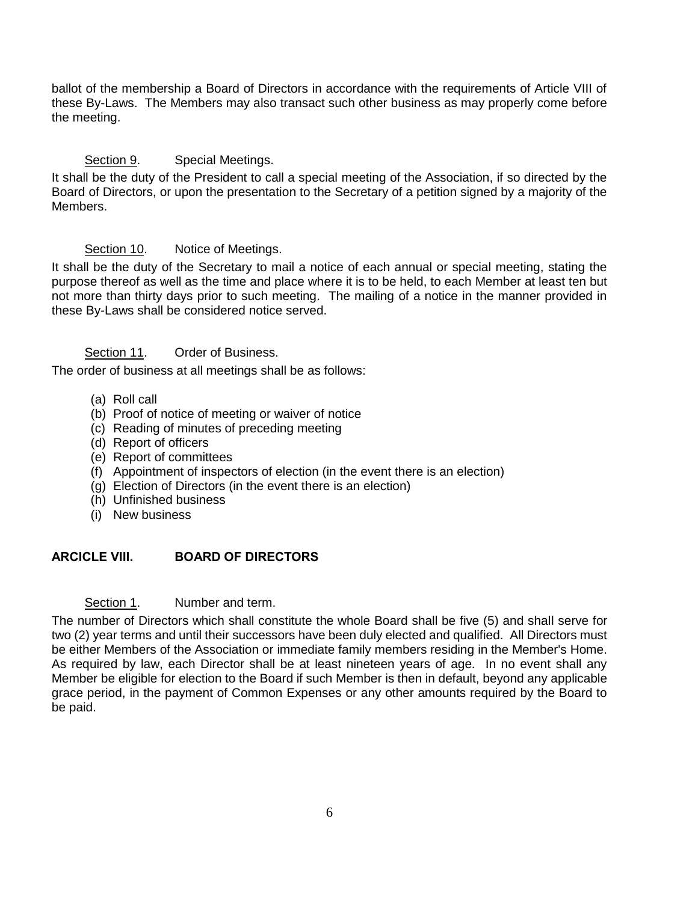ballot of the membership a Board of Directors in accordance with the requirements of Article VIII of these By-Laws. The Members may also transact such other business as may properly come before the meeting.

Section 9. Special Meetings.

It shall be the duty of the President to call a special meeting of the Association, if so directed by the Board of Directors, or upon the presentation to the Secretary of a petition signed by a majority of the Members.

Section 10. Notice of Meetings.

It shall be the duty of the Secretary to mail a notice of each annual or special meeting, stating the purpose thereof as well as the time and place where it is to be held, to each Member at least ten but not more than thirty days prior to such meeting. The mailing of a notice in the manner provided in these By-Laws shall be considered notice served.

Section 11. Order of Business.

The order of business at all meetings shall be as follows:

(a) Roll call
(b) Proof of notice of meeting or waiver of notice
(c) Reading of minutes of preceding meeting
(d) Report of officers
(e) Report of committees
(f) Appointment of inspectors of election (in the event there is an election)
(g) Election of Directors (in the event there is an election)
(h) Unfinished business
(i) New business

## ARCICLE VIII. BOARD OF DIRECTORS

Section 1. Number and term.

The number of Directors which shall constitute the whole Board shall be five (5) and shall serve for two (2) year terms and until their successors have been duly elected and qualified. All Directors must be either Members of the Association or immediate family members residing in the Member's Home. As required by law, each Director shall be at least nineteen years of age. In no event shall any Member be eligible for election to the Board if such Member is then in default, beyond any applicable grace period, in the payment of Common Expenses or any other amounts required by the Board to be paid.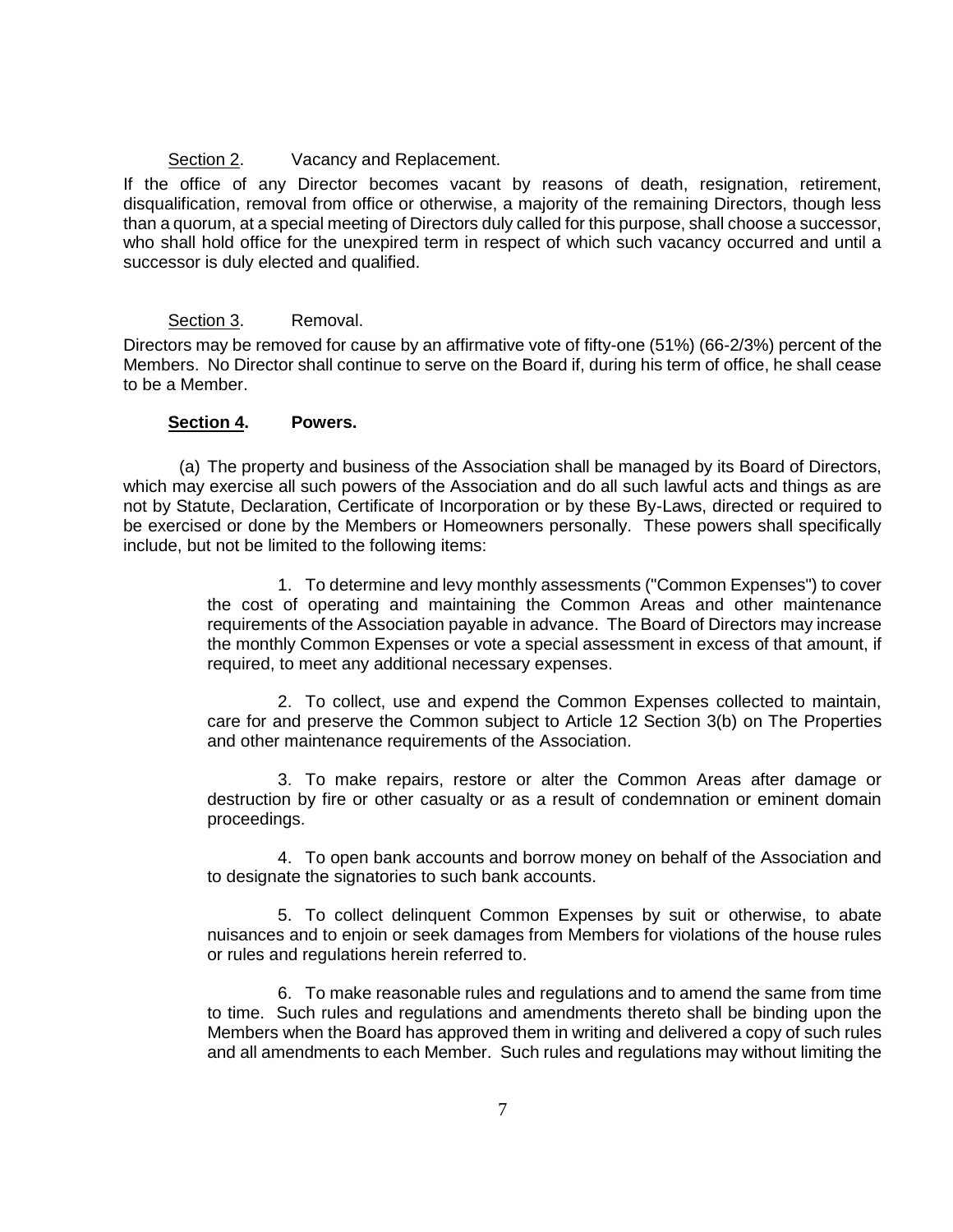Section 2. Vacancy and Replacement.

If the office of any Director becomes vacant by reasons of death, resignation, retirement, disqualification, removal from office or otherwise, a majority of the remaining Directors, though less than a quorum, at a special meeting of Directors duly called for this purpose, shall choose a successor, who shall hold office for the unexpired term in respect of which such vacancy occurred and until a successor is duly elected and qualified.

Section 3. Removal.

Directors may be removed for cause by an affirmative vote of fifty-one (51%) (66-2/3%) percent of the Members. No Director shall continue to serve on the Board if, during his term of office, he shall cease to be a Member.

**Section 4. Powers.**

(a) The property and business of the Association shall be managed by its Board of Directors, which may exercise all such powers of the Association and do all such lawful acts and things as are not by Statute, Declaration, Certificate of Incorporation or by these By-Laws, directed or required to be exercised or done by the Members or Homeowners personally. These powers shall specifically include, but not be limited to the following items:

1. To determine and levy monthly assessments ("Common Expenses") to cover the cost of operating and maintaining the Common Areas and other maintenance requirements of the Association payable in advance. The Board of Directors may increase the monthly Common Expenses or vote a special assessment in excess of that amount, if required, to meet any additional necessary expenses.

2. To collect, use and expend the Common Expenses collected to maintain, care for and preserve the Common subject to Article 12 Section 3(b) on The Properties and other maintenance requirements of the Association.

3. To make repairs, restore or alter the Common Areas after damage or destruction by fire or other casualty or as a result of condemnation or eminent domain proceedings.

4. To open bank accounts and borrow money on behalf of the Association and to designate the signatories to such bank accounts.

5. To collect delinquent Common Expenses by suit or otherwise, to abate nuisances and to enjoin or seek damages from Members for violations of the house rules or rules and regulations herein referred to.

6. To make reasonable rules and regulations and to amend the same from time to time. Such rules and regulations and amendments thereto shall be binding upon the Members when the Board has approved them in writing and delivered a copy of such rules and all amendments to each Member. Such rules and regulations may without limiting the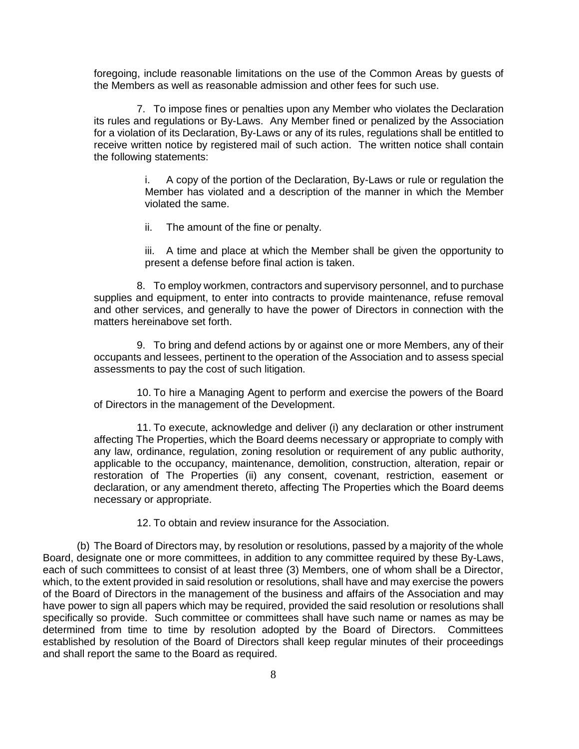foregoing, include reasonable limitations on the use of the Common Areas by guests of the Members as well as reasonable admission and other fees for such use.

7. To impose fines or penalties upon any Member who violates the Declaration its rules and regulations or By-Laws. Any Member fined or penalized by the Association for a violation of its Declaration, By-Laws or any of its rules, regulations shall be entitled to receive written notice by registered mail of such action. The written notice shall contain the following statements:

i. A copy of the portion of the Declaration, By-Laws or rule or regulation the Member has violated and a description of the manner in which the Member violated the same.

ii. The amount of the fine or penalty.

iii. A time and place at which the Member shall be given the opportunity to present a defense before final action is taken.

8. To employ workmen, contractors and supervisory personnel, and to purchase supplies and equipment, to enter into contracts to provide maintenance, refuse removal and other services, and generally to have the power of Directors in connection with the matters hereinabove set forth.

9. To bring and defend actions by or against one or more Members, any of their occupants and lessees, pertinent to the operation of the Association and to assess special assessments to pay the cost of such litigation.

10. To hire a Managing Agent to perform and exercise the powers of the Board of Directors in the management of the Development.

11. To execute, acknowledge and deliver (i) any declaration or other instrument affecting The Properties, which the Board deems necessary or appropriate to comply with any law, ordinance, regulation, zoning resolution or requirement of any public authority, applicable to the occupancy, maintenance, demolition, construction, alteration, repair or restoration of The Properties (ii) any consent, covenant, restriction, easement or declaration, or any amendment thereto, affecting The Properties which the Board deems necessary or appropriate.

12. To obtain and review insurance for the Association.

(b) The Board of Directors may, by resolution or resolutions, passed by a majority of the whole Board, designate one or more committees, in addition to any committee required by these By-Laws, each of such committees to consist of at least three (3) Members, one of whom shall be a Director, which, to the extent provided in said resolution or resolutions, shall have and may exercise the powers of the Board of Directors in the management of the business and affairs of the Association and may have power to sign all papers which may be required, provided the said resolution or resolutions shall specifically so provide. Such committee or committees shall have such name or names as may be determined from time to time by resolution adopted by the Board of Directors. Committees established by resolution of the Board of Directors shall keep regular minutes of their proceedings and shall report the same to the Board as required.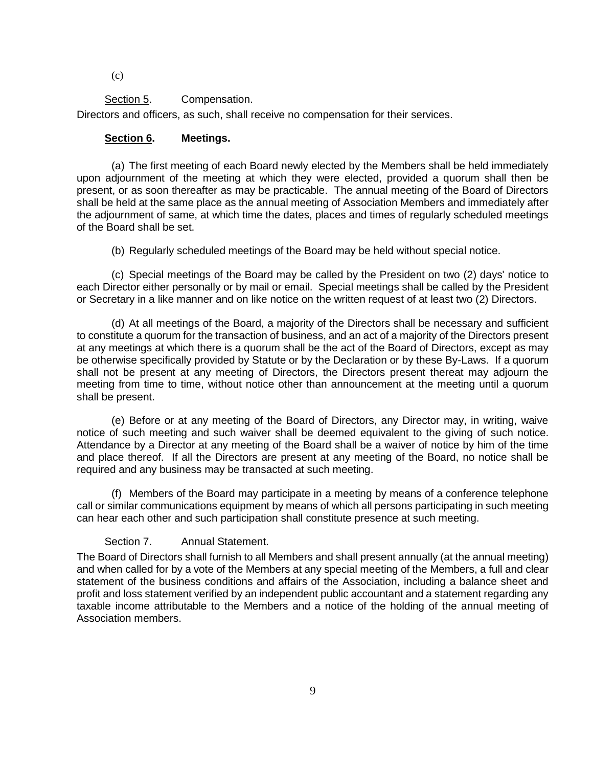(c)

Section 5. Compensation.

Directors and officers, as such, shall receive no compensation for their services.

**Section 6. Meetings.**

(a) The first meeting of each Board newly elected by the Members shall be held immediately upon adjournment of the meeting at which they were elected, provided a quorum shall then be present, or as soon thereafter as may be practicable. The annual meeting of the Board of Directors shall be held at the same place as the annual meeting of Association Members and immediately after the adjournment of same, at which time the dates, places and times of regularly scheduled meetings of the Board shall be set.

(b) Regularly scheduled meetings of the Board may be held without special notice.

(c) Special meetings of the Board may be called by the President on two (2) days' notice to each Director either personally or by mail or email. Special meetings shall be called by the President or Secretary in a like manner and on like notice on the written request of at least two (2) Directors.

(d) At all meetings of the Board, a majority of the Directors shall be necessary and sufficient to constitute a quorum for the transaction of business, and an act of a majority of the Directors present at any meetings at which there is a quorum shall be the act of the Board of Directors, except as may be otherwise specifically provided by Statute or by the Declaration or by these By-Laws. If a quorum shall not be present at any meeting of Directors, the Directors present thereat may adjourn the meeting from time to time, without notice other than announcement at the meeting until a quorum shall be present.

(e) Before or at any meeting of the Board of Directors, any Director may, in writing, waive notice of such meeting and such waiver shall be deemed equivalent to the giving of such notice. Attendance by a Director at any meeting of the Board shall be a waiver of notice by him of the time and place thereof. If all the Directors are present at any meeting of the Board, no notice shall be required and any business may be transacted at such meeting.

(f) Members of the Board may participate in a meeting by means of a conference telephone call or similar communications equipment by means of which all persons participating in such meeting can hear each other and such participation shall constitute presence at such meeting.

Section 7. Annual Statement.

The Board of Directors shall furnish to all Members and shall present annually (at the annual meeting) and when called for by a vote of the Members at any special meeting of the Members, a full and clear statement of the business conditions and affairs of the Association, including a balance sheet and profit and loss statement verified by an independent public accountant and a statement regarding any taxable income attributable to the Members and a notice of the holding of the annual meeting of Association members.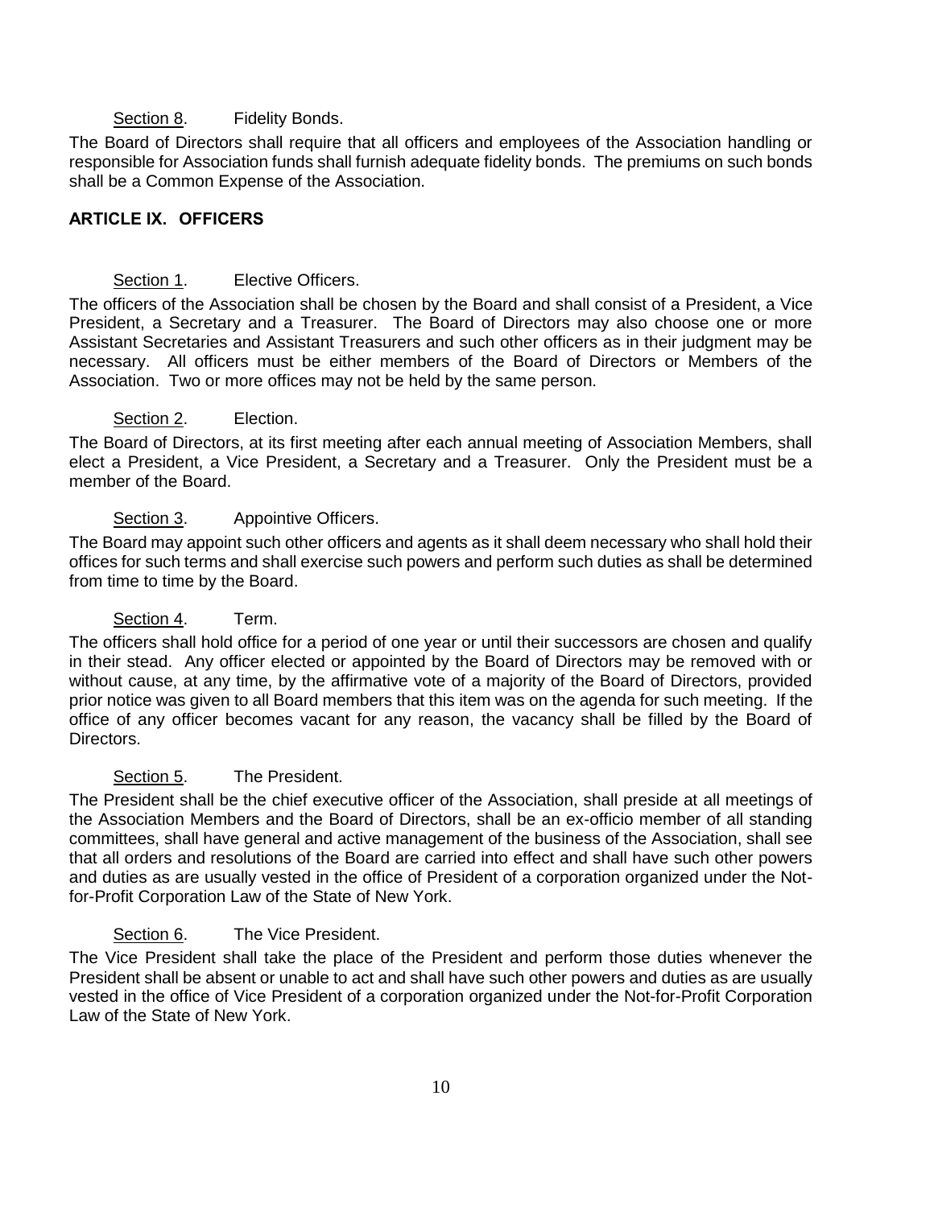Section 8. Fidelity Bonds.

The Board of Directors shall require that all officers and employees of the Association handling or responsible for Association funds shall furnish adequate fidelity bonds. The premiums on such bonds shall be a Common Expense of the Association.

## ARTICLE IX. OFFICERS

Section 1. Elective Officers.

The officers of the Association shall be chosen by the Board and shall consist of a President, a Vice President, a Secretary and a Treasurer. The Board of Directors may also choose one or more Assistant Secretaries and Assistant Treasurers and such other officers as in their judgment may be necessary. All officers must be either members of the Board of Directors or Members of the Association. Two or more offices may not be held by the same person.

Section 2. Election.

The Board of Directors, at its first meeting after each annual meeting of Association Members, shall elect a President, a Vice President, a Secretary and a Treasurer. Only the President must be a member of the Board.

Section 3. Appointive Officers.

The Board may appoint such other officers and agents as it shall deem necessary who shall hold their offices for such terms and shall exercise such powers and perform such duties as shall be determined from time to time by the Board.

Section 4. Term.

The officers shall hold office for a period of one year or until their successors are chosen and qualify in their stead. Any officer elected or appointed by the Board of Directors may be removed with or without cause, at any time, by the affirmative vote of a majority of the Board of Directors, provided prior notice was given to all Board members that this item was on the agenda for such meeting. If the office of any officer becomes vacant for any reason, the vacancy shall be filled by the Board of Directors.

Section 5. The President.

The President shall be the chief executive officer of the Association, shall preside at all meetings of the Association Members and the Board of Directors, shall be an ex-officio member of all standing committees, shall have general and active management of the business of the Association, shall see that all orders and resolutions of the Board are carried into effect and shall have such other powers and duties as are usually vested in the office of President of a corporation organized under the Not-for-Profit Corporation Law of the State of New York.

Section 6. The Vice President.

The Vice President shall take the place of the President and perform those duties whenever the President shall be absent or unable to act and shall have such other powers and duties as are usually vested in the office of Vice President of a corporation organized under the Not-for-Profit Corporation Law of the State of New York.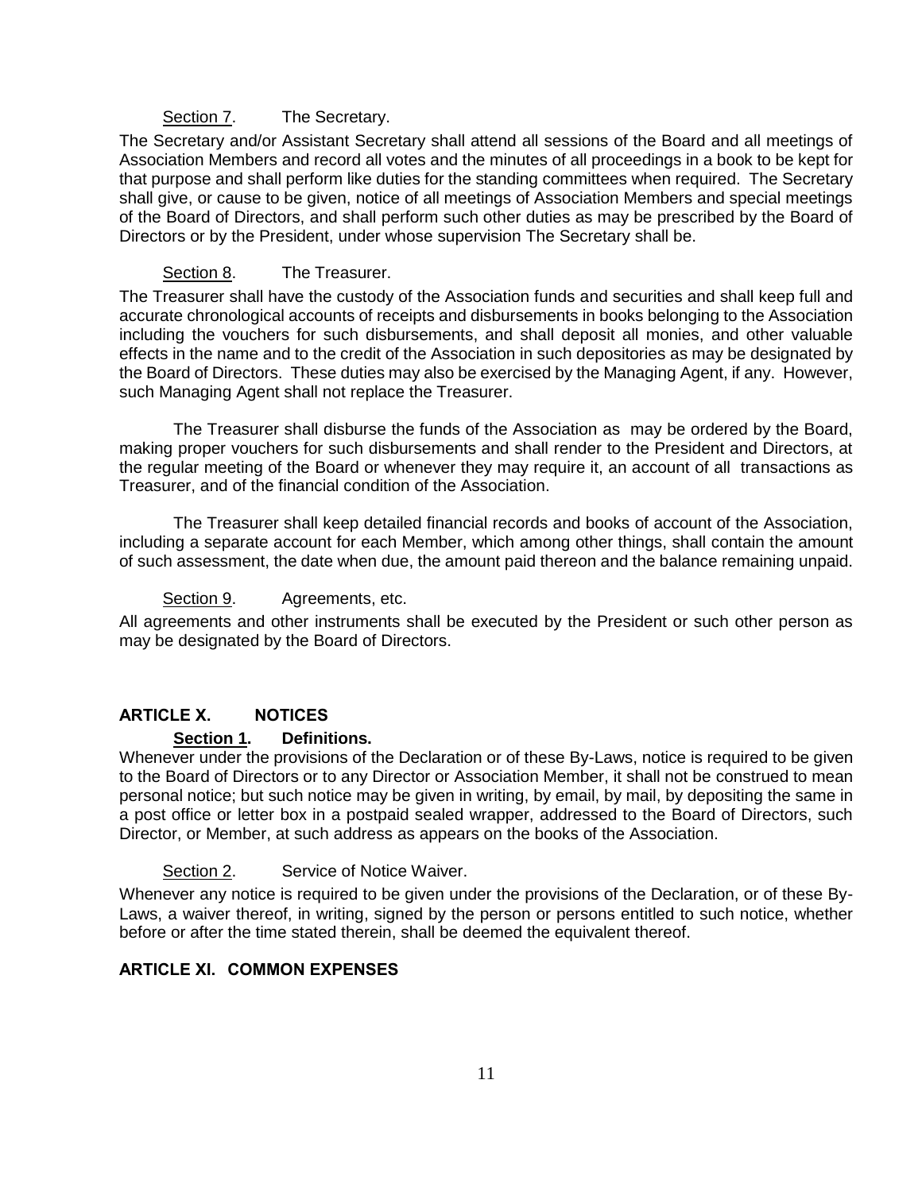Section 7. The Secretary.

The Secretary and/or Assistant Secretary shall attend all sessions of the Board and all meetings of Association Members and record all votes and the minutes of all proceedings in a book to be kept for that purpose and shall perform like duties for the standing committees when required. The Secretary shall give, or cause to be given, notice of all meetings of Association Members and special meetings of the Board of Directors, and shall perform such other duties as may be prescribed by the Board of Directors or by the President, under whose supervision The Secretary shall be.

Section 8. The Treasurer.

The Treasurer shall have the custody of the Association funds and securities and shall keep full and accurate chronological accounts of receipts and disbursements in books belonging to the Association including the vouchers for such disbursements, and shall deposit all monies, and other valuable effects in the name and to the credit of the Association in such depositories as may be designated by the Board of Directors. These duties may also be exercised by the Managing Agent, if any. However, such Managing Agent shall not replace the Treasurer.

The Treasurer shall disburse the funds of the Association as may be ordered by the Board, making proper vouchers for such disbursements and shall render to the President and Directors, at the regular meeting of the Board or whenever they may require it, an account of all transactions as Treasurer, and of the financial condition of the Association.

The Treasurer shall keep detailed financial records and books of account of the Association, including a separate account for each Member, which among other things, shall contain the amount of such assessment, the date when due, the amount paid thereon and the balance remaining unpaid.

Section 9. Agreements, etc.

All agreements and other instruments shall be executed by the President or such other person as may be designated by the Board of Directors.

## ARTICLE X. NOTICES

**Section 1. Definitions.**

Whenever under the provisions of the Declaration or of these By-Laws, notice is required to be given to the Board of Directors or to any Director or Association Member, it shall not be construed to mean personal notice; but such notice may be given in writing, by email, by mail, by depositing the same in a post office or letter box in a postpaid sealed wrapper, addressed to the Board of Directors, such Director, or Member, at such address as appears on the books of the Association.

Section 2. Service of Notice Waiver.

Whenever any notice is required to be given under the provisions of the Declaration, or of these By-Laws, a waiver thereof, in writing, signed by the person or persons entitled to such notice, whether before or after the time stated therein, shall be deemed the equivalent thereof.

## ARTICLE XI. COMMON EXPENSES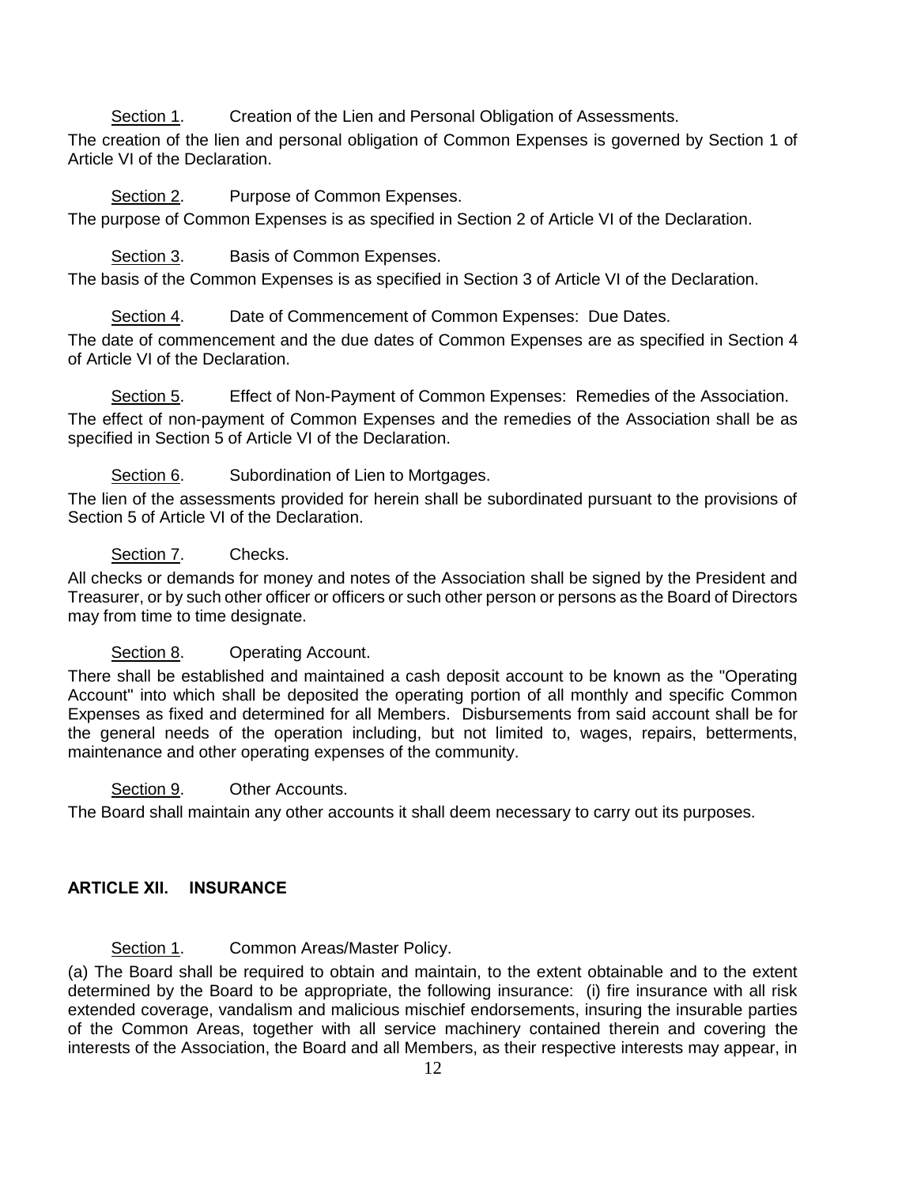Section 1. Creation of the Lien and Personal Obligation of Assessments.

The creation of the lien and personal obligation of Common Expenses is governed by Section 1 of Article VI of the Declaration.

Section 2. Purpose of Common Expenses.

The purpose of Common Expenses is as specified in Section 2 of Article VI of the Declaration.

Section 3. Basis of Common Expenses.

The basis of the Common Expenses is as specified in Section 3 of Article VI of the Declaration.

Section 4. Date of Commencement of Common Expenses: Due Dates.

The date of commencement and the due dates of Common Expenses are as specified in Section 4 of Article VI of the Declaration.

Section 5. Effect of Non-Payment of Common Expenses: Remedies of the Association.

The effect of non-payment of Common Expenses and the remedies of the Association shall be as specified in Section 5 of Article VI of the Declaration.

Section 6. Subordination of Lien to Mortgages.

The lien of the assessments provided for herein shall be subordinated pursuant to the provisions of Section 5 of Article VI of the Declaration.

Section 7. Checks.

All checks or demands for money and notes of the Association shall be signed by the President and Treasurer, or by such other officer or officers or such other person or persons as the Board of Directors may from time to time designate.

Section 8. Operating Account.

There shall be established and maintained a cash deposit account to be known as the "Operating Account" into which shall be deposited the operating portion of all monthly and specific Common Expenses as fixed and determined for all Members. Disbursements from said account shall be for the general needs of the operation including, but not limited to, wages, repairs, betterments, maintenance and other operating expenses of the community.

Section 9. Other Accounts.

The Board shall maintain any other accounts it shall deem necessary to carry out its purposes.

## ARTICLE XII. INSURANCE

Section 1. Common Areas/Master Policy.

(a) The Board shall be required to obtain and maintain, to the extent obtainable and to the extent determined by the Board to be appropriate, the following insurance: (i) fire insurance with all risk extended coverage, vandalism and malicious mischief endorsements, insuring the insurable parties of the Common Areas, together with all service machinery contained therein and covering the interests of the Association, the Board and all Members, as their respective interests may appear, in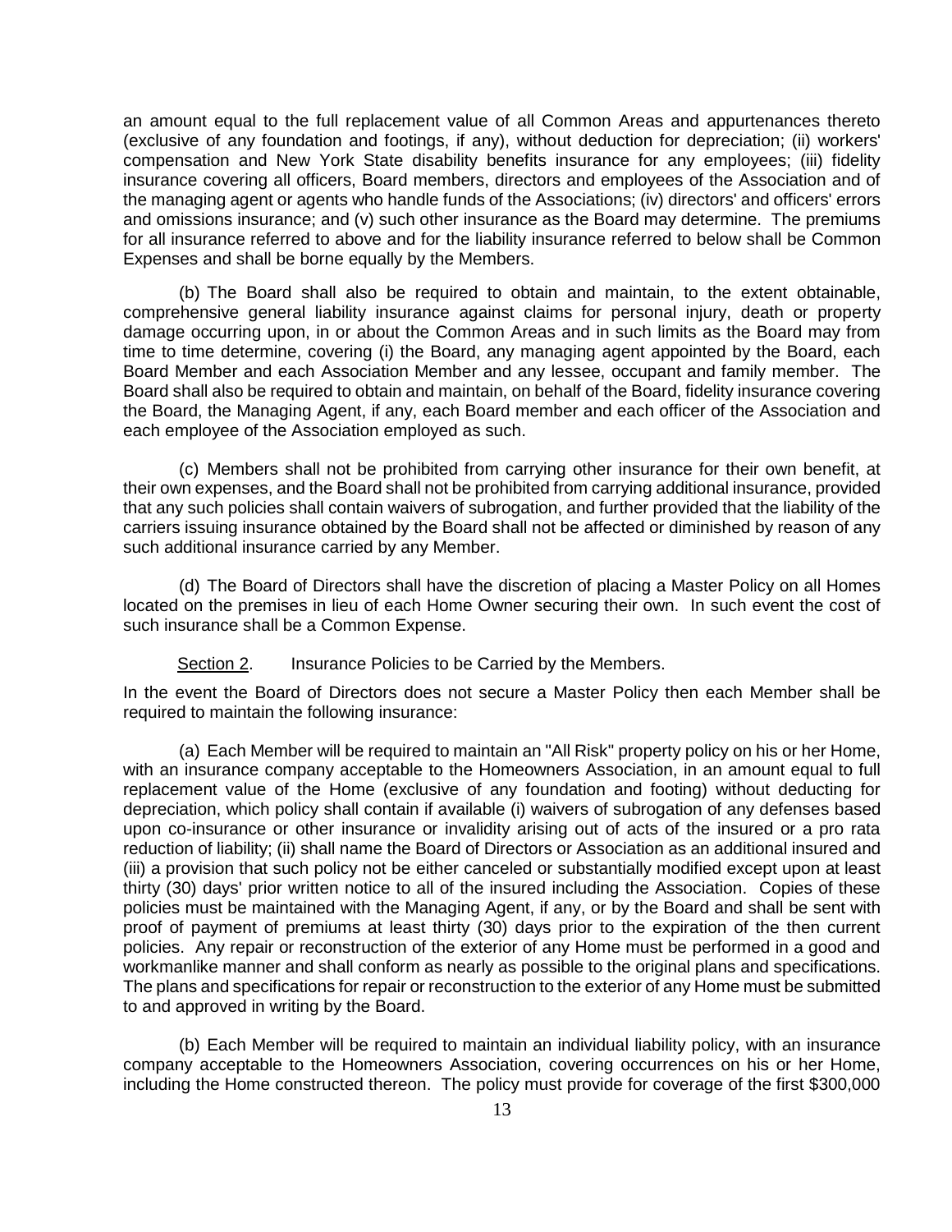an amount equal to the full replacement value of all Common Areas and appurtenances thereto (exclusive of any foundation and footings, if any), without deduction for depreciation; (ii) workers' compensation and New York State disability benefits insurance for any employees; (iii) fidelity insurance covering all officers, Board members, directors and employees of the Association and of the managing agent or agents who handle funds of the Associations; (iv) directors' and officers' errors and omissions insurance; and (v) such other insurance as the Board may determine. The premiums for all insurance referred to above and for the liability insurance referred to below shall be Common Expenses and shall be borne equally by the Members.

(b) The Board shall also be required to obtain and maintain, to the extent obtainable, comprehensive general liability insurance against claims for personal injury, death or property damage occurring upon, in or about the Common Areas and in such limits as the Board may from time to time determine, covering (i) the Board, any managing agent appointed by the Board, each Board Member and each Association Member and any lessee, occupant and family member. The Board shall also be required to obtain and maintain, on behalf of the Board, fidelity insurance covering the Board, the Managing Agent, if any, each Board member and each officer of the Association and each employee of the Association employed as such.

(c) Members shall not be prohibited from carrying other insurance for their own benefit, at their own expenses, and the Board shall not be prohibited from carrying additional insurance, provided that any such policies shall contain waivers of subrogation, and further provided that the liability of the carriers issuing insurance obtained by the Board shall not be affected or diminished by reason of any such additional insurance carried by any Member.

(d) The Board of Directors shall have the discretion of placing a Master Policy on all Homes located on the premises in lieu of each Home Owner securing their own. In such event the cost of such insurance shall be a Common Expense.

<u>Section 2</u>. Insurance Policies to be Carried by the Members.

In the event the Board of Directors does not secure a Master Policy then each Member shall be required to maintain the following insurance:

(a) Each Member will be required to maintain an "All Risk" property policy on his or her Home, with an insurance company acceptable to the Homeowners Association, in an amount equal to full replacement value of the Home (exclusive of any foundation and footing) without deducting for depreciation, which policy shall contain if available (i) waivers of subrogation of any defenses based upon co-insurance or other insurance or invalidity arising out of acts of the insured or a pro rata reduction of liability; (ii) shall name the Board of Directors or Association as an additional insured and (iii) a provision that such policy not be either canceled or substantially modified except upon at least thirty (30) days' prior written notice to all of the insured including the Association. Copies of these policies must be maintained with the Managing Agent, if any, or by the Board and shall be sent with proof of payment of premiums at least thirty (30) days prior to the expiration of the then current policies. Any repair or reconstruction of the exterior of any Home must be performed in a good and workmanlike manner and shall conform as nearly as possible to the original plans and specifications. The plans and specifications for repair or reconstruction to the exterior of any Home must be submitted to and approved in writing by the Board.

(b) Each Member will be required to maintain an individual liability policy, with an insurance company acceptable to the Homeowners Association, covering occurrences on his or her Home, including the Home constructed thereon. The policy must provide for coverage of the first $300,000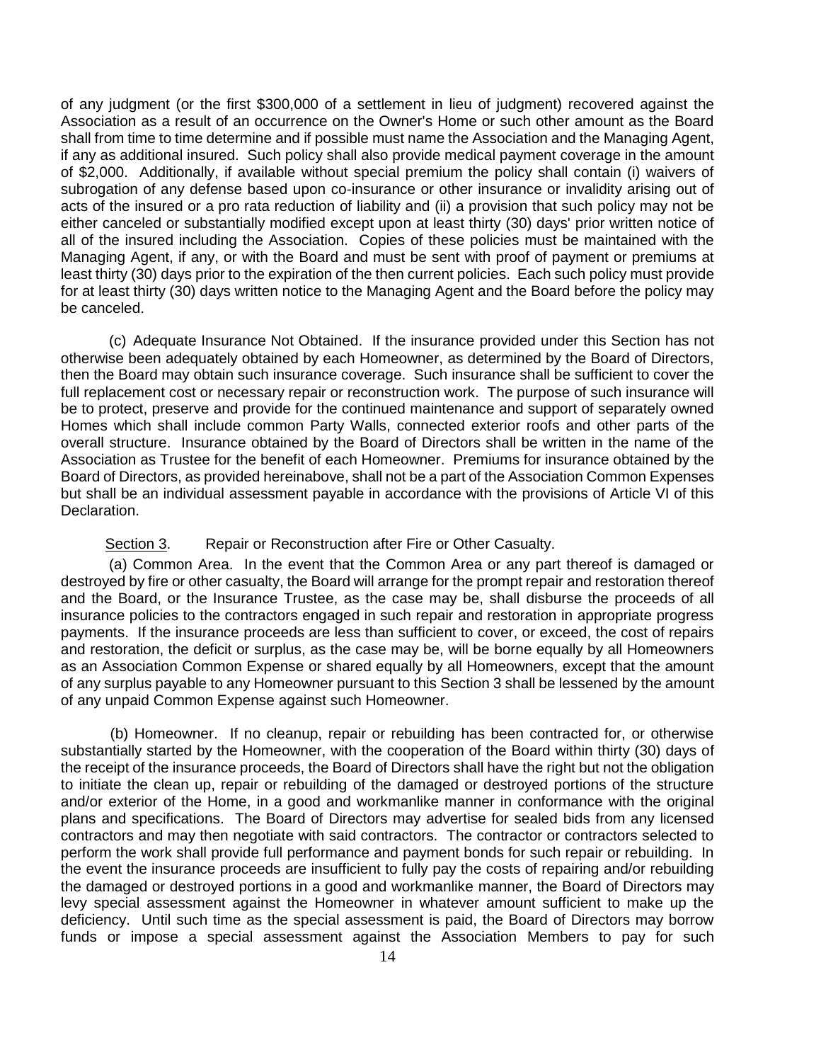of any judgment (or the first $300,000 of a settlement in lieu of judgment) recovered against the Association as a result of an occurrence on the Owner's Home or such other amount as the Board shall from time to time determine and if possible must name the Association and the Managing Agent, if any as additional insured. Such policy shall also provide medical payment coverage in the amount of $2,000. Additionally, if available without special premium the policy shall contain (i) waivers of subrogation of any defense based upon co-insurance or other insurance or invalidity arising out of acts of the insured or a pro rata reduction of liability and (ii) a provision that such policy may not be either canceled or substantially modified except upon at least thirty (30) days' prior written notice of all of the insured including the Association. Copies of these policies must be maintained with the Managing Agent, if any, or with the Board and must be sent with proof of payment or premiums at least thirty (30) days prior to the expiration of the then current policies. Each such policy must provide for at least thirty (30) days written notice to the Managing Agent and the Board before the policy may be canceled.

(c) Adequate Insurance Not Obtained. If the insurance provided under this Section has not otherwise been adequately obtained by each Homeowner, as determined by the Board of Directors, then the Board may obtain such insurance coverage. Such insurance shall be sufficient to cover the full replacement cost or necessary repair or reconstruction work. The purpose of such insurance will be to protect, preserve and provide for the continued maintenance and support of separately owned Homes which shall include common Party Walls, connected exterior roofs and other parts of the overall structure. Insurance obtained by the Board of Directors shall be written in the name of the Association as Trustee for the benefit of each Homeowner. Premiums for insurance obtained by the Board of Directors, as provided hereinabove, shall not be a part of the Association Common Expenses but shall be an individual assessment payable in accordance with the provisions of Article VI of this Declaration.

Section 3. Repair or Reconstruction after Fire or Other Casualty.

(a) Common Area. In the event that the Common Area or any part thereof is damaged or destroyed by fire or other casualty, the Board will arrange for the prompt repair and restoration thereof and the Board, or the Insurance Trustee, as the case may be, shall disburse the proceeds of all insurance policies to the contractors engaged in such repair and restoration in appropriate progress payments. If the insurance proceeds are less than sufficient to cover, or exceed, the cost of repairs and restoration, the deficit or surplus, as the case may be, will be borne equally by all Homeowners as an Association Common Expense or shared equally by all Homeowners, except that the amount of any surplus payable to any Homeowner pursuant to this Section 3 shall be lessened by the amount of any unpaid Common Expense against such Homeowner.

(b) Homeowner. If no cleanup, repair or rebuilding has been contracted for, or otherwise substantially started by the Homeowner, with the cooperation of the Board within thirty (30) days of the receipt of the insurance proceeds, the Board of Directors shall have the right but not the obligation to initiate the clean up, repair or rebuilding of the damaged or destroyed portions of the structure and/or exterior of the Home, in a good and workmanlike manner in conformance with the original plans and specifications. The Board of Directors may advertise for sealed bids from any licensed contractors and may then negotiate with said contractors. The contractor or contractors selected to perform the work shall provide full performance and payment bonds for such repair or rebuilding. In the event the insurance proceeds are insufficient to fully pay the costs of repairing and/or rebuilding the damaged or destroyed portions in a good and workmanlike manner, the Board of Directors may levy special assessment against the Homeowner in whatever amount sufficient to make up the deficiency. Until such time as the special assessment is paid, the Board of Directors may borrow funds or impose a special assessment against the Association Members to pay for such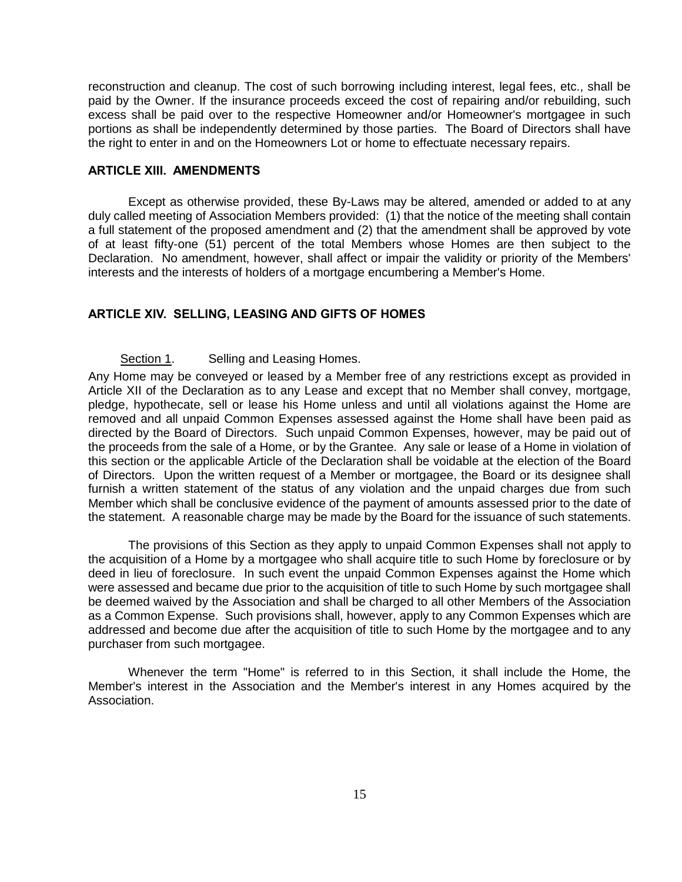reconstruction and cleanup. The cost of such borrowing including interest, legal fees, etc., shall be paid by the Owner. If the insurance proceeds exceed the cost of repairing and/or rebuilding, such excess shall be paid over to the respective Homeowner and/or Homeowner's mortgagee in such portions as shall be independently determined by those parties. The Board of Directors shall have the right to enter in and on the Homeowners Lot or home to effectuate necessary repairs.

## ARTICLE XIII. AMENDMENTS

Except as otherwise provided, these By-Laws may be altered, amended or added to at any duly called meeting of Association Members provided: (1) that the notice of the meeting shall contain a full statement of the proposed amendment and (2) that the amendment shall be approved by vote of at least fifty-one (51) percent of the total Members whose Homes are then subject to the Declaration. No amendment, however, shall affect or impair the validity or priority of the Members' interests and the interests of holders of a mortgage encumbering a Member's Home.

## ARTICLE XIV. SELLING, LEASING AND GIFTS OF HOMES

Section 1. Selling and Leasing Homes.

Any Home may be conveyed or leased by a Member free of any restrictions except as provided in Article XII of the Declaration as to any Lease and except that no Member shall convey, mortgage, pledge, hypothecate, sell or lease his Home unless and until all violations against the Home are removed and all unpaid Common Expenses assessed against the Home shall have been paid as directed by the Board of Directors. Such unpaid Common Expenses, however, may be paid out of the proceeds from the sale of a Home, or by the Grantee. Any sale or lease of a Home in violation of this section or the applicable Article of the Declaration shall be voidable at the election of the Board of Directors. Upon the written request of a Member or mortgagee, the Board or its designee shall furnish a written statement of the status of any violation and the unpaid charges due from such Member which shall be conclusive evidence of the payment of amounts assessed prior to the date of the statement. A reasonable charge may be made by the Board for the issuance of such statements.

The provisions of this Section as they apply to unpaid Common Expenses shall not apply to the acquisition of a Home by a mortgagee who shall acquire title to such Home by foreclosure or by deed in lieu of foreclosure. In such event the unpaid Common Expenses against the Home which were assessed and became due prior to the acquisition of title to such Home by such mortgagee shall be deemed waived by the Association and shall be charged to all other Members of the Association as a Common Expense. Such provisions shall, however, apply to any Common Expenses which are addressed and become due after the acquisition of title to such Home by the mortgagee and to any purchaser from such mortgagee.

Whenever the term "Home" is referred to in this Section, it shall include the Home, the Member's interest in the Association and the Member's interest in any Homes acquired by the Association.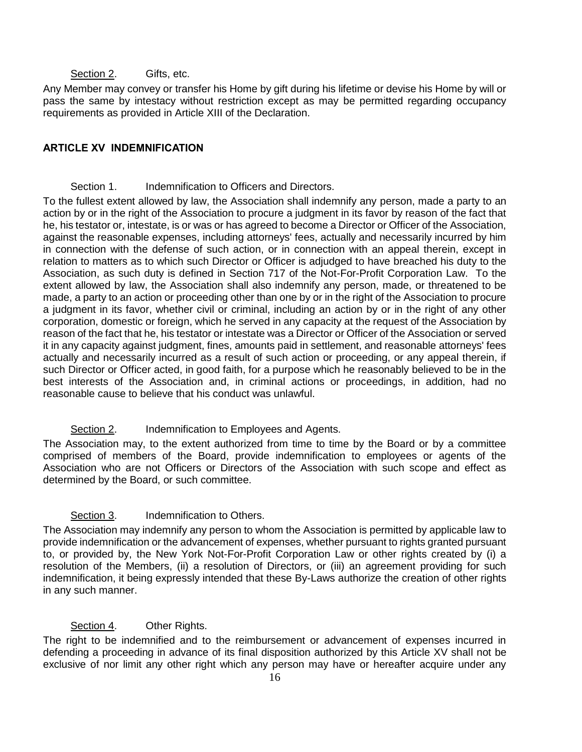Section 2. Gifts, etc.

Any Member may convey or transfer his Home by gift during his lifetime or devise his Home by will or pass the same by intestacy without restriction except as may be permitted regarding occupancy requirements as provided in Article XIII of the Declaration.

## ARTICLE XV INDEMNIFICATION

Section 1. Indemnification to Officers and Directors.

To the fullest extent allowed by law, the Association shall indemnify any person, made a party to an action by or in the right of the Association to procure a judgment in its favor by reason of the fact that he, his testator or, intestate, is or was or has agreed to become a Director or Officer of the Association, against the reasonable expenses, including attorneys' fees, actually and necessarily incurred by him in connection with the defense of such action, or in connection with an appeal therein, except in relation to matters as to which such Director or Officer is adjudged to have breached his duty to the Association, as such duty is defined in Section 717 of the Not-For-Profit Corporation Law. To the extent allowed by law, the Association shall also indemnify any person, made, or threatened to be made, a party to an action or proceeding other than one by or in the right of the Association to procure a judgment in its favor, whether civil or criminal, including an action by or in the right of any other corporation, domestic or foreign, which he served in any capacity at the request of the Association by reason of the fact that he, his testator or intestate was a Director or Officer of the Association or served it in any capacity against judgment, fines, amounts paid in settlement, and reasonable attorneys' fees actually and necessarily incurred as a result of such action or proceeding, or any appeal therein, if such Director or Officer acted, in good faith, for a purpose which he reasonably believed to be in the best interests of the Association and, in criminal actions or proceedings, in addition, had no reasonable cause to believe that his conduct was unlawful.

Section 2. Indemnification to Employees and Agents.

The Association may, to the extent authorized from time to time by the Board or by a committee comprised of members of the Board, provide indemnification to employees or agents of the Association who are not Officers or Directors of the Association with such scope and effect as determined by the Board, or such committee.

Section 3. Indemnification to Others.

The Association may indemnify any person to whom the Association is permitted by applicable law to provide indemnification or the advancement of expenses, whether pursuant to rights granted pursuant to, or provided by, the New York Not-For-Profit Corporation Law or other rights created by (i) a resolution of the Members, (ii) a resolution of Directors, or (iii) an agreement providing for such indemnification, it being expressly intended that these By-Laws authorize the creation of other rights in any such manner.

Section 4. Other Rights.

The right to be indemnified and to the reimbursement or advancement of expenses incurred in defending a proceeding in advance of its final disposition authorized by this Article XV shall not be exclusive of nor limit any other right which any person may have or hereafter acquire under any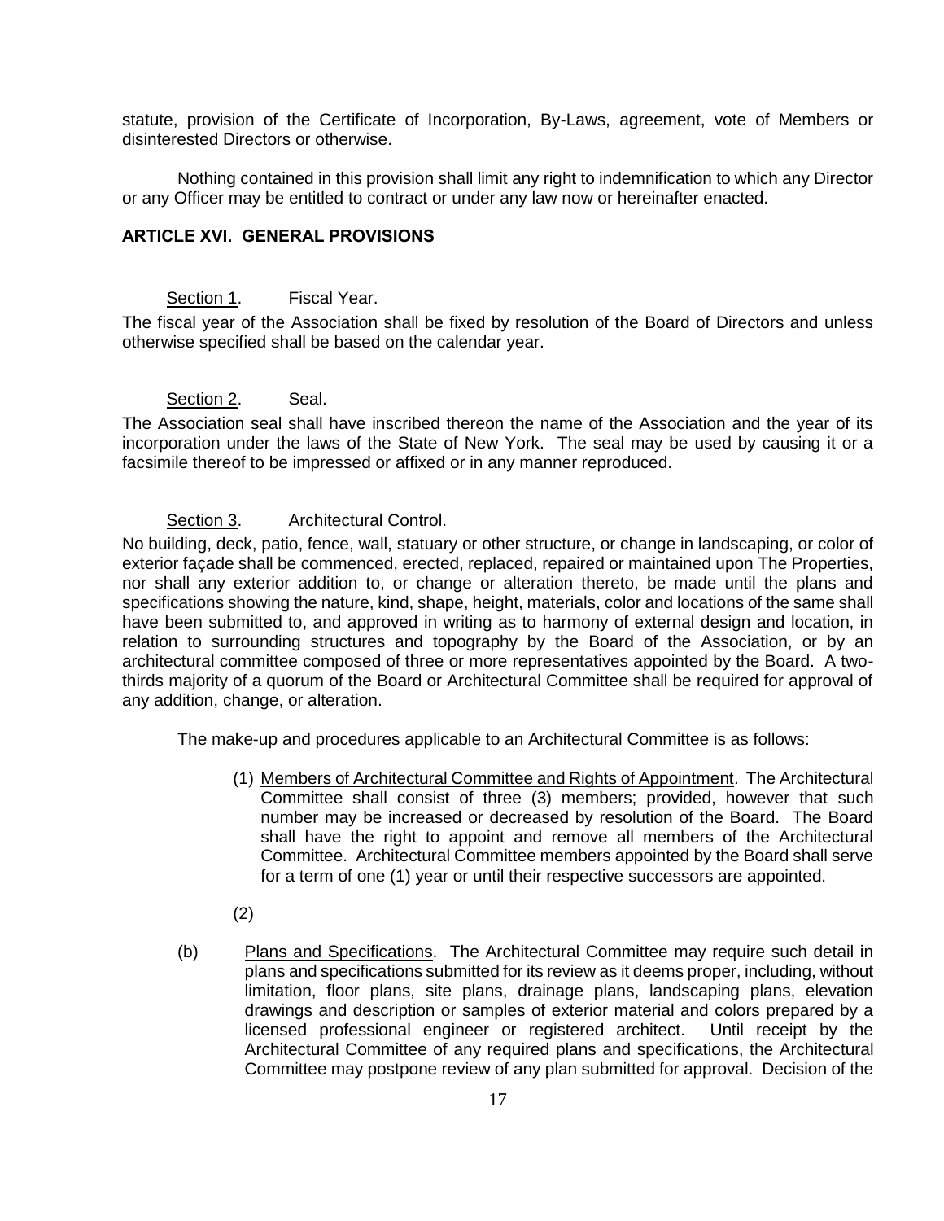statute, provision of the Certificate of Incorporation, By-Laws, agreement, vote of Members or disinterested Directors or otherwise.

Nothing contained in this provision shall limit any right to indemnification to which any Director or any Officer may be entitled to contract or under any law now or hereinafter enacted.

## ARTICLE XVI. GENERAL PROVISIONS

Section 1. Fiscal Year.

The fiscal year of the Association shall be fixed by resolution of the Board of Directors and unless otherwise specified shall be based on the calendar year.

Section 2. Seal.

The Association seal shall have inscribed thereon the name of the Association and the year of its incorporation under the laws of the State of New York. The seal may be used by causing it or a facsimile thereof to be impressed or affixed or in any manner reproduced.

Section 3. Architectural Control.

No building, deck, patio, fence, wall, statuary or other structure, or change in landscaping, or color of exterior façade shall be commenced, erected, replaced, repaired or maintained upon The Properties, nor shall any exterior addition to, or change or alteration thereto, be made until the plans and specifications showing the nature, kind, shape, height, materials, color and locations of the same shall have been submitted to, and approved in writing as to harmony of external design and location, in relation to surrounding structures and topography by the Board of the Association, or by an architectural committee composed of three or more representatives appointed by the Board. A two-thirds majority of a quorum of the Board or Architectural Committee shall be required for approval of any addition, change, or alteration.

The make-up and procedures applicable to an Architectural Committee is as follows:

(1) Members of Architectural Committee and Rights of Appointment. The Architectural Committee shall consist of three (3) members; provided, however that such number may be increased or decreased by resolution of the Board. The Board shall have the right to appoint and remove all members of the Architectural Committee. Architectural Committee members appointed by the Board shall serve for a term of one (1) year or until their respective successors are appointed.

(2)

(b) Plans and Specifications. The Architectural Committee may require such detail in plans and specifications submitted for its review as it deems proper, including, without limitation, floor plans, site plans, drainage plans, landscaping plans, elevation drawings and description or samples of exterior material and colors prepared by a licensed professional engineer or registered architect. Until receipt by the Architectural Committee of any required plans and specifications, the Architectural Committee may postpone review of any plan submitted for approval. Decision of the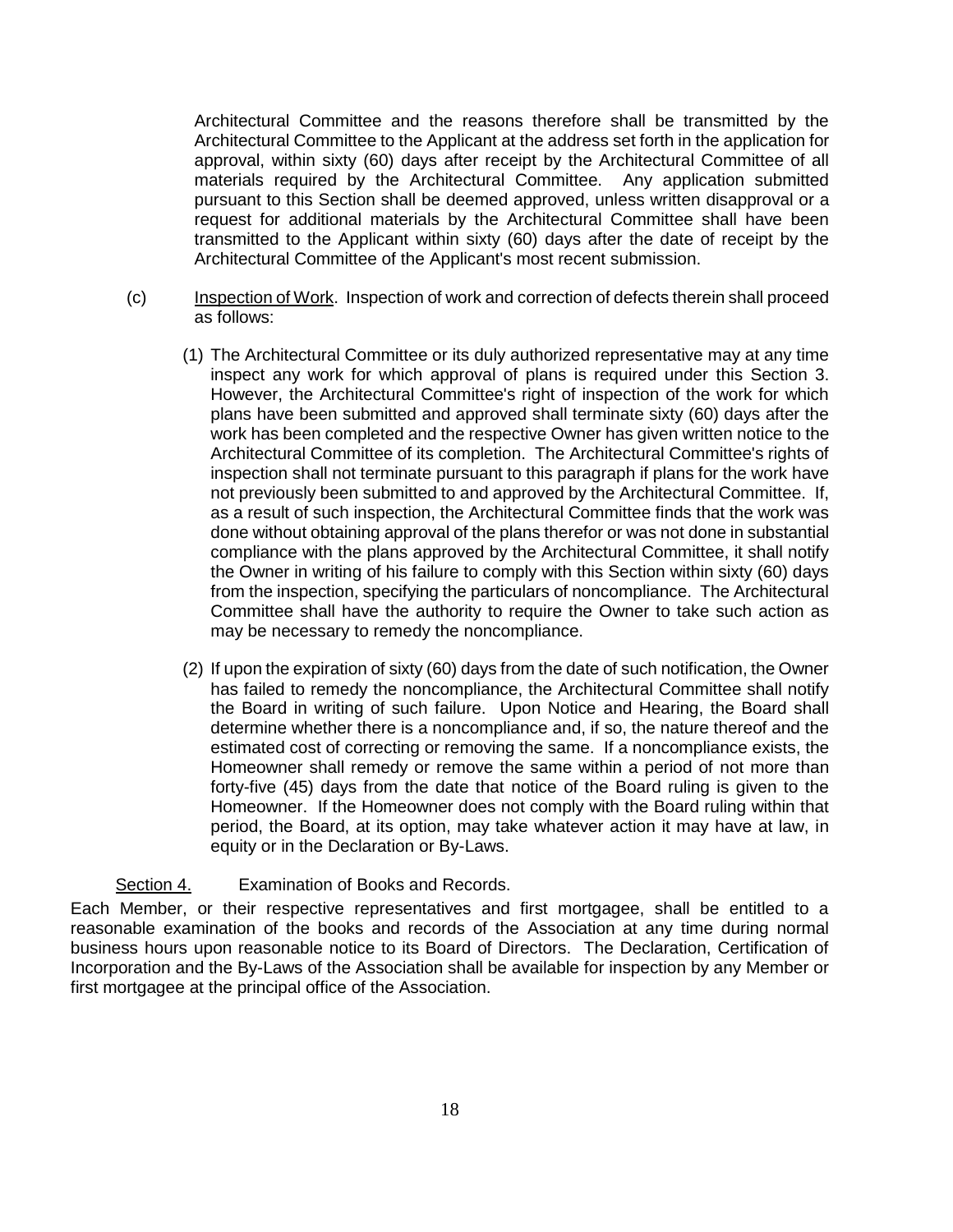Architectural Committee and the reasons therefore shall be transmitted by the Architectural Committee to the Applicant at the address set forth in the application for approval, within sixty (60) days after receipt by the Architectural Committee of all materials required by the Architectural Committee. Any application submitted pursuant to this Section shall be deemed approved, unless written disapproval or a request for additional materials by the Architectural Committee shall have been transmitted to the Applicant within sixty (60) days after the date of receipt by the Architectural Committee of the Applicant's most recent submission.

(c) Inspection of Work. Inspection of work and correction of defects therein shall proceed as follows:

(1) The Architectural Committee or its duly authorized representative may at any time inspect any work for which approval of plans is required under this Section 3. However, the Architectural Committee's right of inspection of the work for which plans have been submitted and approved shall terminate sixty (60) days after the work has been completed and the respective Owner has given written notice to the Architectural Committee of its completion. The Architectural Committee's rights of inspection shall not terminate pursuant to this paragraph if plans for the work have not previously been submitted to and approved by the Architectural Committee. If, as a result of such inspection, the Architectural Committee finds that the work was done without obtaining approval of the plans therefor or was not done in substantial compliance with the plans approved by the Architectural Committee, it shall notify the Owner in writing of his failure to comply with this Section within sixty (60) days from the inspection, specifying the particulars of noncompliance. The Architectural Committee shall have the authority to require the Owner to take such action as may be necessary to remedy the noncompliance.

(2) If upon the expiration of sixty (60) days from the date of such notification, the Owner has failed to remedy the noncompliance, the Architectural Committee shall notify the Board in writing of such failure. Upon Notice and Hearing, the Board shall determine whether there is a noncompliance and, if so, the nature thereof and the estimated cost of correcting or removing the same. If a noncompliance exists, the Homeowner shall remedy or remove the same within a period of not more than forty-five (45) days from the date that notice of the Board ruling is given to the Homeowner. If the Homeowner does not comply with the Board ruling within that period, the Board, at its option, may take whatever action it may have at law, in equity or in the Declaration or By-Laws.

Section 4. Examination of Books and Records.

Each Member, or their respective representatives and first mortgagee, shall be entitled to a reasonable examination of the books and records of the Association at any time during normal business hours upon reasonable notice to its Board of Directors. The Declaration, Certification of Incorporation and the By-Laws of the Association shall be available for inspection by any Member or first mortgagee at the principal office of the Association.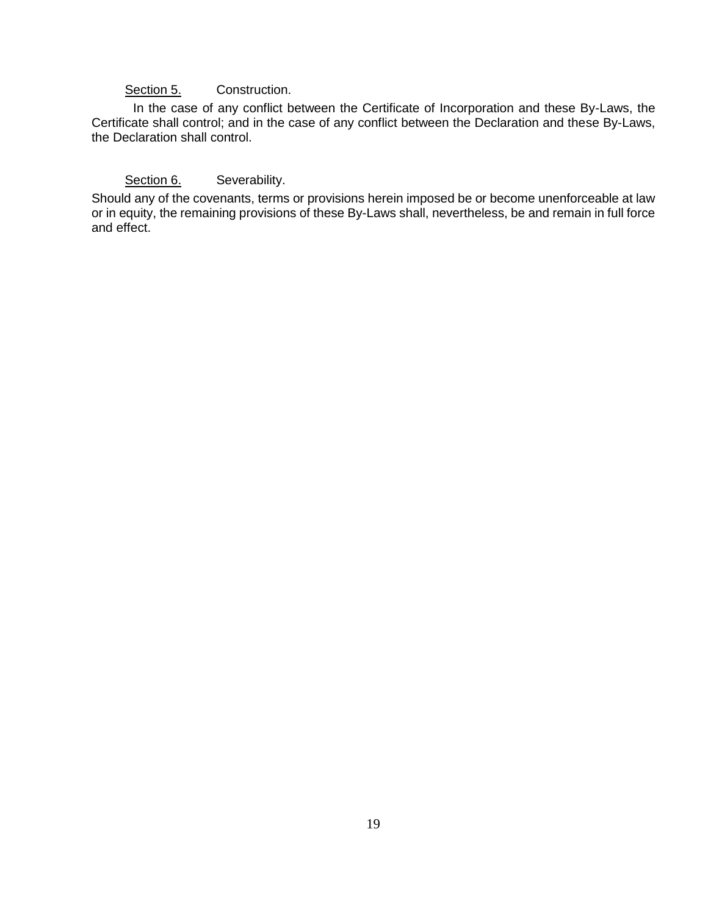<u>Section 5.</u> Construction.

In the case of any conflict between the Certificate of Incorporation and these By-Laws, the Certificate shall control; and in the case of any conflict between the Declaration and these By-Laws, the Declaration shall control.

<u>Section 6.</u> Severability.

Should any of the covenants, terms or provisions herein imposed be or become unenforceable at law or in equity, the remaining provisions of these By-Laws shall, nevertheless, be and remain in full force and effect.